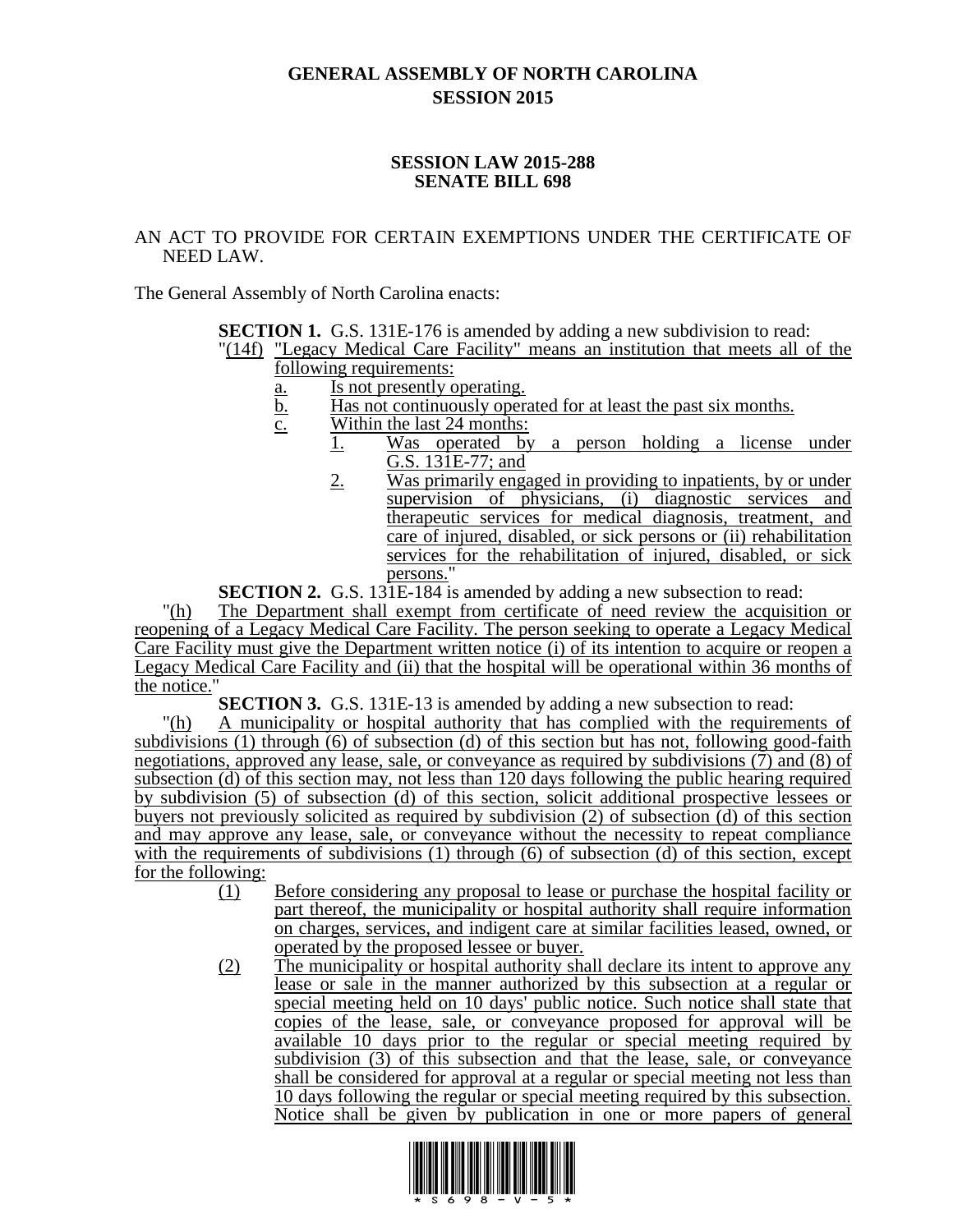# GENERAL ASSEMBLY OF NORTH CAROLINA
## SESSION 2015

### SESSION LAW 2015-288
### SENATE BILL 698

AN ACT TO PROVIDE FOR CERTAIN EXEMPTIONS UNDER THE CERTIFICATE OF NEED LAW.

The General Assembly of North Carolina enacts:

**SECTION 1.** G.S. 131E-176 is amended by adding a new subdivision to read:

"(14f) "Legacy Medical Care Facility" means an institution that meets all of the following requirements:

- a. Is not presently operating.
- b. Has not continuously operated for at least the past six months.
- c. Within the last 24 months:
  1. Was operated by a person holding a license under G.S. 131E-77; and
  2. Was primarily engaged in providing to inpatients, by or under supervision of physicians, (i) diagnostic services and therapeutic services for medical diagnosis, treatment, and care of injured, disabled, or sick persons or (ii) rehabilitation services for the rehabilitation of injured, disabled, or sick persons."

**SECTION 2.** G.S. 131E-184 is amended by adding a new subsection to read:

"(h) The Department shall exempt from certificate of need review the acquisition or reopening of a Legacy Medical Care Facility. The person seeking to operate a Legacy Medical Care Facility must give the Department written notice (i) of its intention to acquire or reopen a Legacy Medical Care Facility and (ii) that the hospital will be operational within 36 months of the notice."

**SECTION 3.** G.S. 131E-13 is amended by adding a new subsection to read:

"(h) A municipality or hospital authority that has complied with the requirements of subdivisions (1) through (6) of subsection (d) of this section but has not, following good-faith negotiations, approved any lease, sale, or conveyance as required by subdivisions (7) and (8) of subsection (d) of this section may, not less than 120 days following the public hearing required by subdivision (5) of subsection (d) of this section, solicit additional prospective lessees or buyers not previously solicited as required by subdivision (2) of subsection (d) of this section and may approve any lease, sale, or conveyance without the necessity to repeat compliance with the requirements of subdivisions (1) through (6) of subsection (d) of this section, except for the following:

- (1) Before considering any proposal to lease or purchase the hospital facility or part thereof, the municipality or hospital authority shall require information on charges, services, and indigent care at similar facilities leased, owned, or operated by the proposed lessee or buyer.
- (2) The municipality or hospital authority shall declare its intent to approve any lease or sale in the manner authorized by this subsection at a regular or special meeting held on 10 days' public notice. Such notice shall state that copies of the lease, sale, or conveyance proposed for approval will be available 10 days prior to the regular or special meeting required by subdivision (3) of this subsection and that the lease, sale, or conveyance shall be considered for approval at a regular or special meeting not less than 10 days following the regular or special meeting required by this subsection. Notice shall be given by publication in one or more papers of general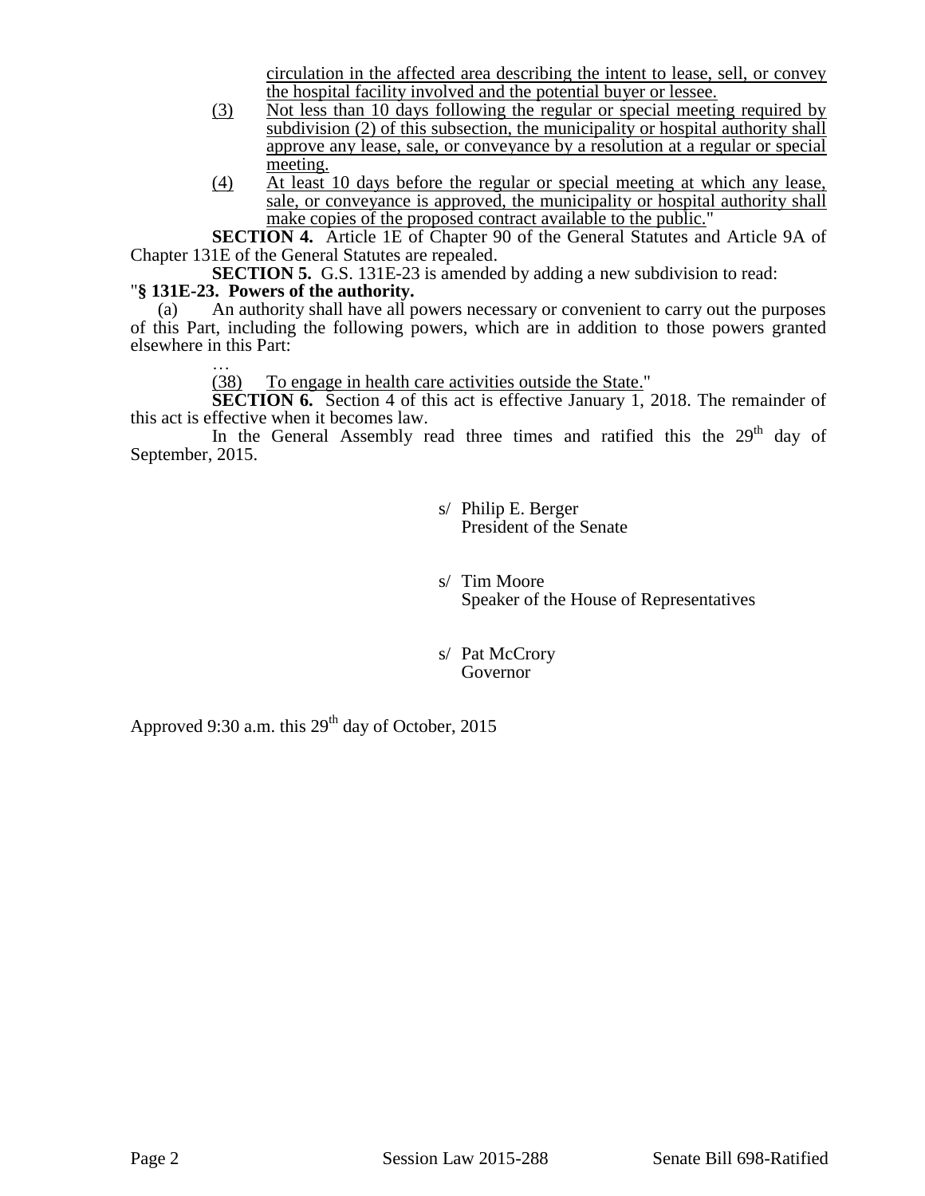circulation in the affected area describing the intent to lease, sell, or convey the hospital facility involved and the potential buyer or lessee.

(3) Not less than 10 days following the regular or special meeting required by subdivision (2) of this subsection, the municipality or hospital authority shall approve any lease, sale, or conveyance by a resolution at a regular or special meeting.

(4) At least 10 days before the regular or special meeting at which any lease, sale, or conveyance is approved, the municipality or hospital authority shall make copies of the proposed contract available to the public."

**SECTION 4.** Article 1E of Chapter 90 of the General Statutes and Article 9A of Chapter 131E of the General Statutes are repealed.

**SECTION 5.** G.S. 131E-23 is amended by adding a new subdivision to read:

"**§ 131E-23. Powers of the authority.**

(a) An authority shall have all powers necessary or convenient to carry out the purposes of this Part, including the following powers, which are in addition to those powers granted elsewhere in this Part:

…

(38) To engage in health care activities outside the State."

**SECTION 6.** Section 4 of this act is effective January 1, 2018. The remainder of this act is effective when it becomes law.

In the General Assembly read three times and ratified this the 29th day of September, 2015.

s/ Philip E. Berger
President of the Senate

s/ Tim Moore
Speaker of the House of Representatives

s/ Pat McCrory
Governor

Approved 9:30 a.m. this 29th day of October, 2015